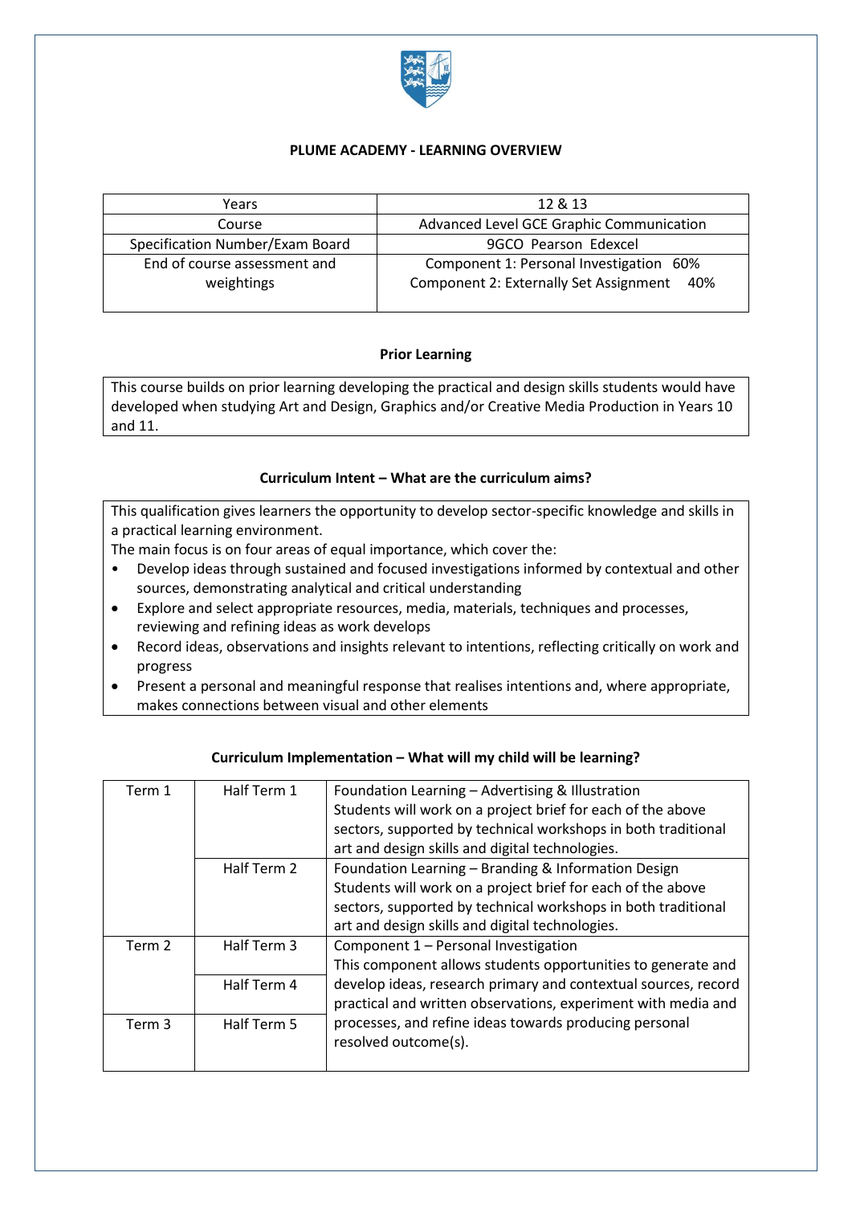# PLUME ACADEMY - LEARNING OVERVIEW

| Years | 12 & 13 |
|---|---|
| Course | Advanced Level GCE Graphic Communication |
| Specification Number/Exam Board | 9GCO Pearson Edexcel |
| End of course assessment and weightings | Component 1: Personal Investigation 60%<br>Component 2: Externally Set Assignment 40% |

## Prior Learning

This course builds on prior learning developing the practical and design skills students would have developed when studying Art and Design, Graphics and/or Creative Media Production in Years 10 and 11.

## Curriculum Intent – What are the curriculum aims?

This qualification gives learners the opportunity to develop sector-specific knowledge and skills in a practical learning environment.

The main focus is on four areas of equal importance, which cover the:

- Develop ideas through sustained and focused investigations informed by contextual and other sources, demonstrating analytical and critical understanding
- Explore and select appropriate resources, media, materials, techniques and processes, reviewing and refining ideas as work develops
- Record ideas, observations and insights relevant to intentions, reflecting critically on work and progress
- Present a personal and meaningful response that realises intentions and, where appropriate, makes connections between visual and other elements

## Curriculum Implementation – What will my child will be learning?

| Term | Half Term | Content |
|---|---|---|
| Term 1 | Half Term 1 | Foundation Learning – Advertising & Illustration<br>Students will work on a project brief for each of the above sectors, supported by technical workshops in both traditional art and design skills and digital technologies. |
| | Half Term 2 | Foundation Learning – Branding & Information Design<br>Students will work on a project brief for each of the above sectors, supported by technical workshops in both traditional art and design skills and digital technologies. |
| Term 2 | Half Term 3 | Component 1 – Personal Investigation<br>This component allows students opportunities to generate and develop ideas, research primary and contextual sources, record practical and written observations, experiment with media and processes, and refine ideas towards producing personal resolved outcome(s). |
| | Half Term 4 | |
| Term 3 | Half Term 5 | |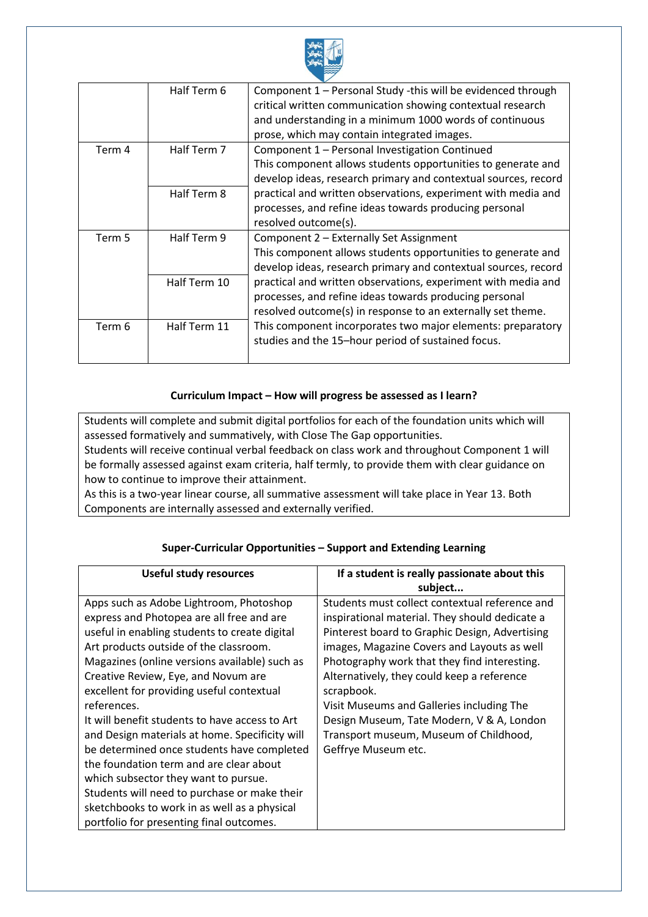| | | |
|---|---|---|
| | Half Term 6 | Component 1 – Personal Study -this will be evidenced through critical written communication showing contextual research and understanding in a minimum 1000 words of continuous prose, which may contain integrated images. |
| Term 4 | Half Term 7 | Component 1 – Personal Investigation Continued<br>This component allows students opportunities to generate and develop ideas, research primary and contextual sources, record practical and written observations, experiment with media and processes, and refine ideas towards producing personal resolved outcome(s). |
| | Half Term 8 | |
| Term 5 | Half Term 9 | Component 2 – Externally Set Assignment<br>This component allows students opportunities to generate and develop ideas, research primary and contextual sources, record practical and written observations, experiment with media and processes, and refine ideas towards producing personal resolved outcome(s) in response to an externally set theme.<br>This component incorporates two major elements: preparatory studies and the 15–hour period of sustained focus. |
| | Half Term 10 | |
| Term 6 | Half Term 11 | |

### Curriculum Impact – How will progress be assessed as I learn?

Students will complete and submit digital portfolios for each of the foundation units which will assessed formatively and summatively, with Close The Gap opportunities.
Students will receive continual verbal feedback on class work and throughout Component 1 will be formally assessed against exam criteria, half termly, to provide them with clear guidance on how to continue to improve their attainment.
As this is a two-year linear course, all summative assessment will take place in Year 13. Both Components are internally assessed and externally verified.

### Super-Curricular Opportunities – Support and Extending Learning

| Useful study resources | If a student is really passionate about this subject... |
|---|---|
| Apps such as Adobe Lightroom, Photoshop express and Photopea are all free and are useful in enabling students to create digital Art products outside of the classroom.<br>Magazines (online versions available) such as Creative Review, Eye, and Novum are excellent for providing useful contextual references.<br>It will benefit students to have access to Art and Design materials at home. Specificity will be determined once students have completed the foundation term and are clear about which subsector they want to pursue.<br>Students will need to purchase or make their sketchbooks to work in as well as a physical portfolio for presenting final outcomes. | Students must collect contextual reference and inspirational material. They should dedicate a Pinterest board to Graphic Design, Advertising images, Magazine Covers and Layouts as well Photography work that they find interesting. Alternatively, they could keep a reference scrapbook.<br>Visit Museums and Galleries including The Design Museum, Tate Modern, V & A, London Transport museum, Museum of Childhood, Geffrye Museum etc. |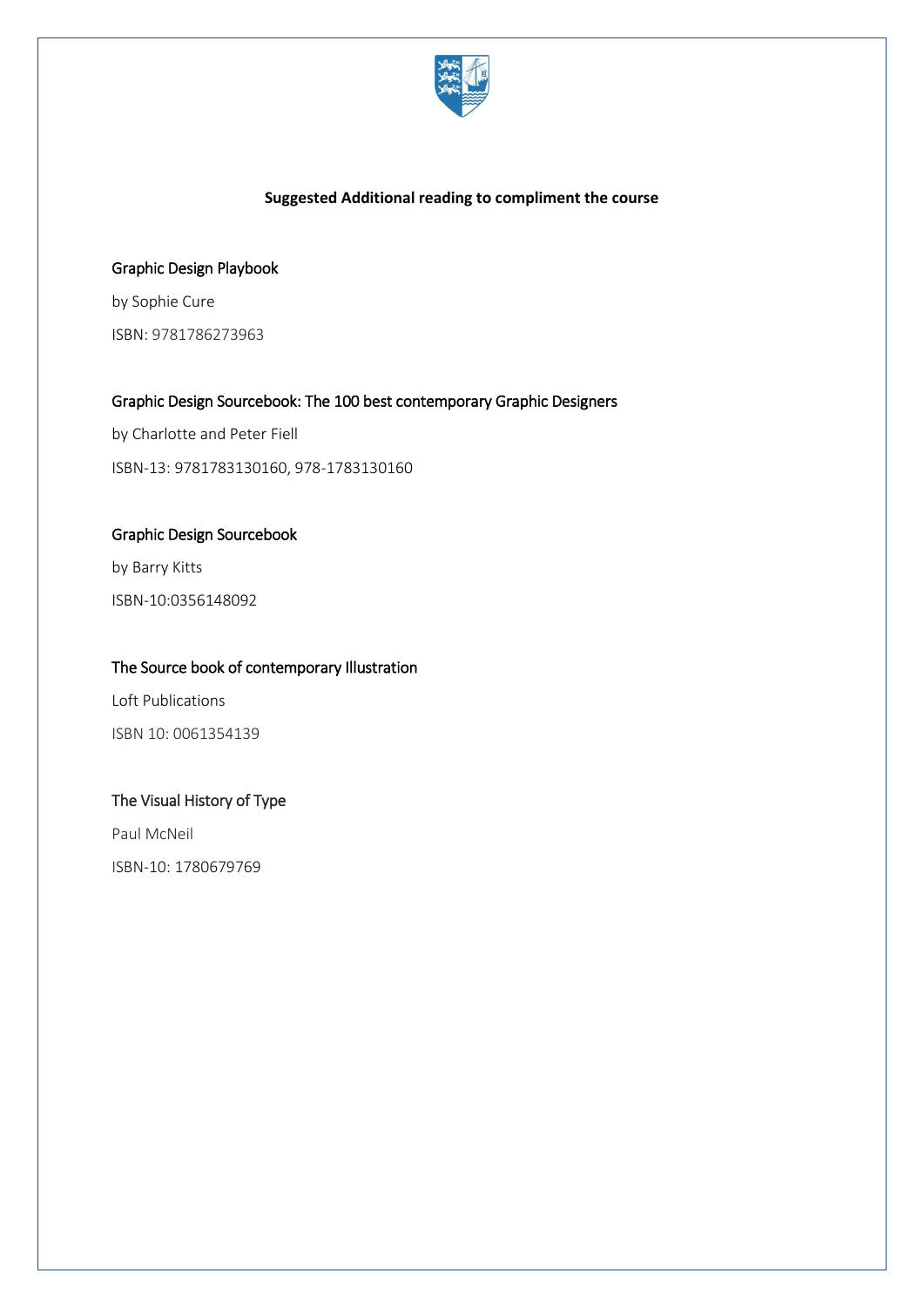**Suggested Additional reading to compliment the course**

Graphic Design Playbook

by Sophie Cure

ISBN: 9781786273963

Graphic Design Sourcebook: The 100 best contemporary Graphic Designers

by Charlotte and Peter Fiell

ISBN-13: 9781783130160, 978-1783130160

Graphic Design Sourcebook

by Barry Kitts

ISBN-10:0356148092

The Source book of contemporary Illustration

Loft Publications

ISBN 10: 0061354139

The Visual History of Type

Paul McNeil

ISBN-10: 1780679769